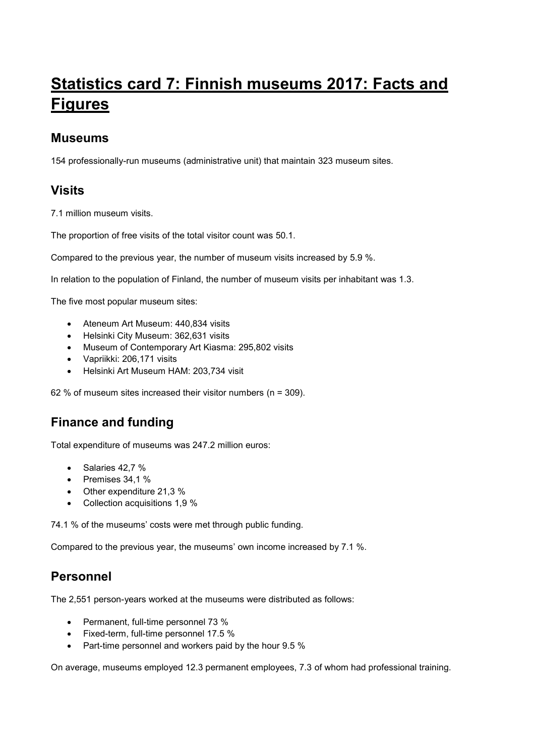# Statistics card 7: Finnish museums 2017: Facts and Figures

## Museums

154 professionally-run museums (administrative unit) that maintain 323 museum sites.

## Visits

7.1 million museum visits.

The proportion of free visits of the total visitor count was 50.1.

Compared to the previous year, the number of museum visits increased by 5.9 %.

In relation to the population of Finland, the number of museum visits per inhabitant was 1.3.

The five most popular museum sites:

- Ateneum Art Museum: 440,834 visits
- Helsinki City Museum: 362,631 visits
- Museum of Contemporary Art Kiasma: 295,802 visits
- Vapriikki: 206,171 visits
- Helsinki Art Museum HAM: 203,734 visit

62 % of museum sites increased their visitor numbers (n = 309).

## Finance and funding

Total expenditure of museums was 247.2 million euros:

- Salaries 42,7 %
- Premises 34,1 %
- Other expenditure 21,3 %
- Collection acquisitions 1,9 %

74.1 % of the museums' costs were met through public funding.

Compared to the previous year, the museums' own income increased by 7.1 %.

## Personnel

The 2,551 person-years worked at the museums were distributed as follows:

- Permanent, full-time personnel 73 %
- Fixed-term, full-time personnel 17.5 %
- Part-time personnel and workers paid by the hour 9.5 %

On average, museums employed 12.3 permanent employees, 7.3 of whom had professional training.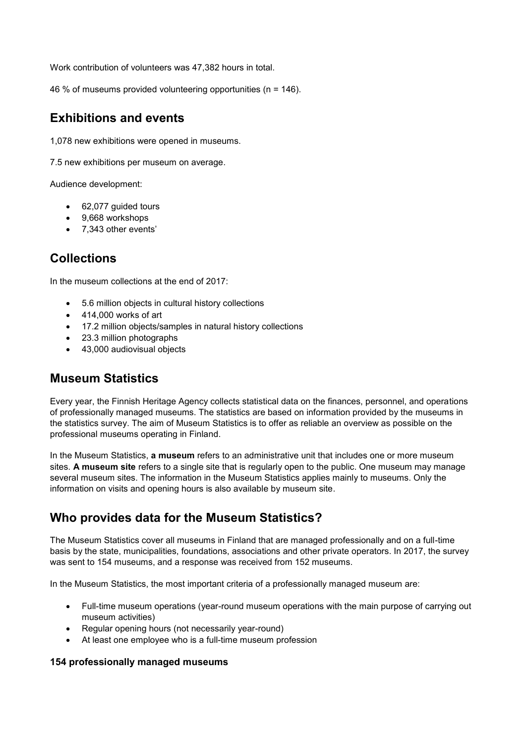Work contribution of volunteers was 47,382 hours in total.

46 % of museums provided volunteering opportunities (n = 146).

## Exhibitions and events

1,078 new exhibitions were opened in museums.

7.5 new exhibitions per museum on average.

Audience development:

- 62,077 guided tours
- 9,668 workshops
- 7,343 other events'

## Collections

In the museum collections at the end of 2017:

- 5.6 million objects in cultural history collections
- 414,000 works of art
- 17.2 million objects/samples in natural history collections
- 23.3 million photographs
- 43,000 audiovisual objects

## Museum Statistics

Every year, the Finnish Heritage Agency collects statistical data on the finances, personnel, and operations of professionally managed museums. The statistics are based on information provided by the museums in the statistics survey. The aim of Museum Statistics is to offer as reliable an overview as possible on the professional museums operating in Finland.

In the Museum Statistics, **a museum** refers to an administrative unit that includes one or more museum sites. **A museum site** refers to a single site that is regularly open to the public. One museum may manage several museum sites. The information in the Museum Statistics applies mainly to museums. Only the information on visits and opening hours is also available by museum site.

## Who provides data for the Museum Statistics?

The Museum Statistics cover all museums in Finland that are managed professionally and on a full-time basis by the state, municipalities, foundations, associations and other private operators. In 2017, the survey was sent to 154 museums, and a response was received from 152 museums.

In the Museum Statistics, the most important criteria of a professionally managed museum are:

- Full-time museum operations (year-round museum operations with the main purpose of carrying out museum activities)
- Regular opening hours (not necessarily year-round)
- At least one employee who is a full-time museum profession

#### 154 professionally managed museums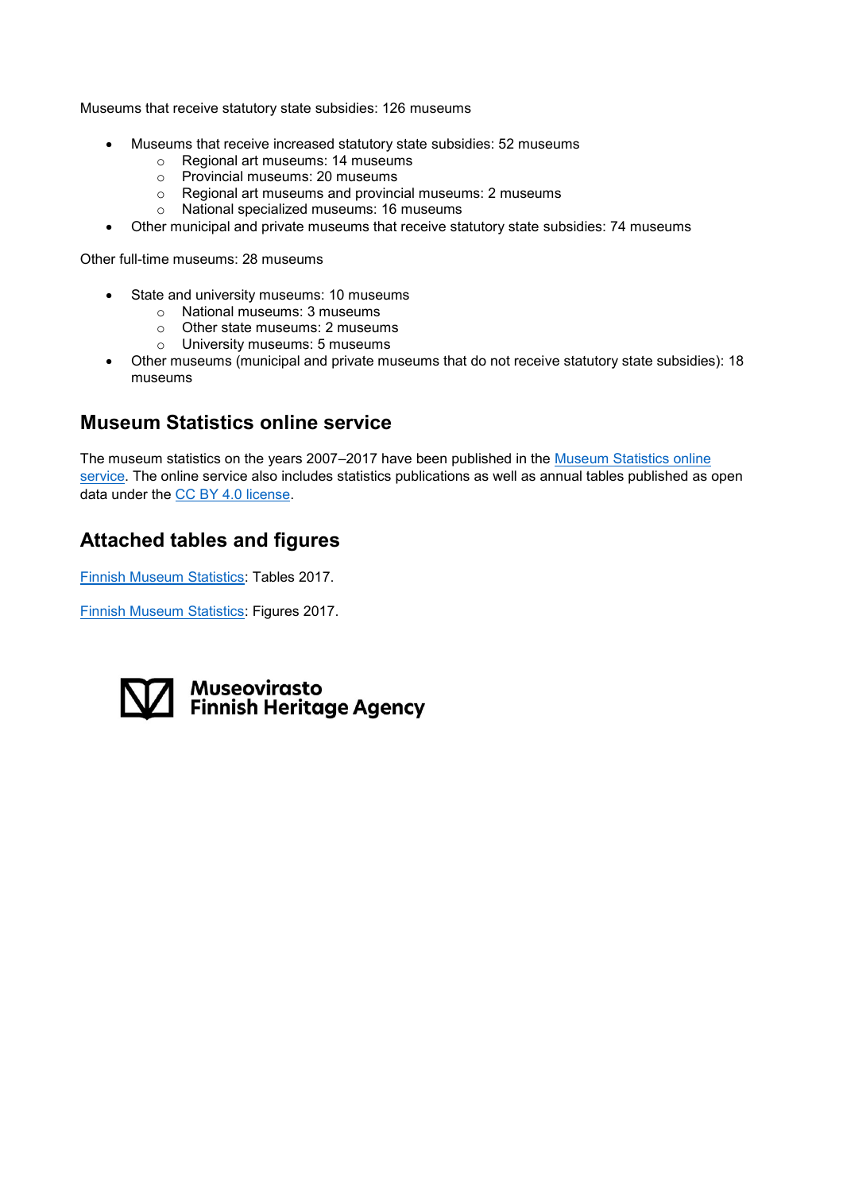Museums that receive statutory state subsidies: 126 museums

- Museums that receive increased statutory state subsidies: 52 museums
  - Regional art museums: 14 museums
  - Provincial museums: 20 museums
  - Regional art museums and provincial museums: 2 museums
  - National specialized museums: 16 museums
- Other municipal and private museums that receive statutory state subsidies: 74 museums

Other full-time museums: 28 museums

- State and university museums: 10 museums
  - National museums: 3 museums
  - Other state museums: 2 museums
  - University museums: 5 museums
- Other museums (municipal and private museums that do not receive statutory state subsidies): 18 museums

## Museum Statistics online service

The museum statistics on the years 2007–2017 have been published in the Museum Statistics online service. The online service also includes statistics publications as well as annual tables published as open data under the CC BY 4.0 license.

## Attached tables and figures

Finnish Museum Statistics: Tables 2017.

Finnish Museum Statistics: Figures 2017.

Museovirasto
Finnish Heritage Agency